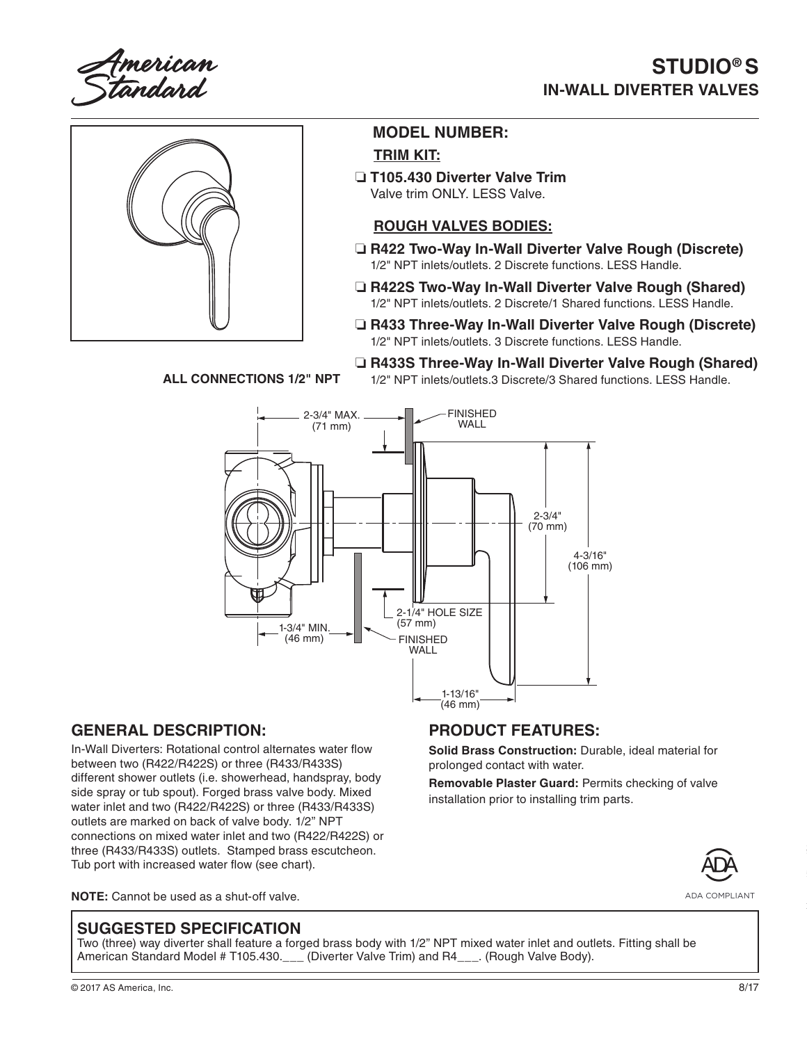American Standard

# STUDIO® S
## IN-WALL DIVERTER VALVES

### MODEL NUMBER:

**TRIM KIT:**

- ❑ **T105.430 Diverter Valve Trim**
  Valve trim ONLY. LESS Valve.

**ROUGH VALVES BODIES:**

- ❑ **R422 Two-Way In-Wall Diverter Valve Rough (Discrete)**
  1/2" NPT inlets/outlets. 2 Discrete functions. LESS Handle.
- ❑ **R422S Two-Way In-Wall Diverter Valve Rough (Shared)**
  1/2" NPT inlets/outlets. 2 Discrete/1 Shared functions. LESS Handle.
- ❑ **R433 Three-Way In-Wall Diverter Valve Rough (Discrete)**
  1/2" NPT inlets/outlets. 3 Discrete functions. LESS Handle.
- ❑ **R433S Three-Way In-Wall Diverter Valve Rough (Shared)**
  1/2" NPT inlets/outlets.3 Discrete/3 Shared functions. LESS Handle.

**ALL CONNECTIONS 1/2" NPT**

2-3/4" MAX. (71 mm)
FINISHED WALL
2-3/4" (70 mm)
4-3/16" (106 mm)
2-1/4" HOLE SIZE (57 mm)
1-3/4" MIN. (46 mm)
FINISHED WALL
1-13/16" (46 mm)

### GENERAL DESCRIPTION:

In-Wall Diverters: Rotational control alternates water flow between two (R422/R422S) or three (R433/R433S) different shower outlets (i.e. showerhead, handspray, body side spray or tub spout). Forged brass valve body. Mixed water inlet and two (R422/R422S) or three (R433/R433S) outlets are marked on back of valve body. 1/2" NPT connections on mixed water inlet and two (R422/R422S) or three (R433/R433S) outlets. Stamped brass escutcheon. Tub port with increased water flow (see chart).

**NOTE:** Cannot be used as a shut-off valve.

### PRODUCT FEATURES:

**Solid Brass Construction:** Durable, ideal material for prolonged contact with water.

**Removable Plaster Guard:** Permits checking of valve installation prior to installing trim parts.

ADA COMPLIANT

### SUGGESTED SPECIFICATION

Two (three) way diverter shall feature a forged brass body with 1/2" NPT mixed water inlet and outlets. Fitting shall be American Standard Model # T105.430.___ (Diverter Valve Trim) and R4___. (Rough Valve Body).

© 2017 AS America, Inc. 8/17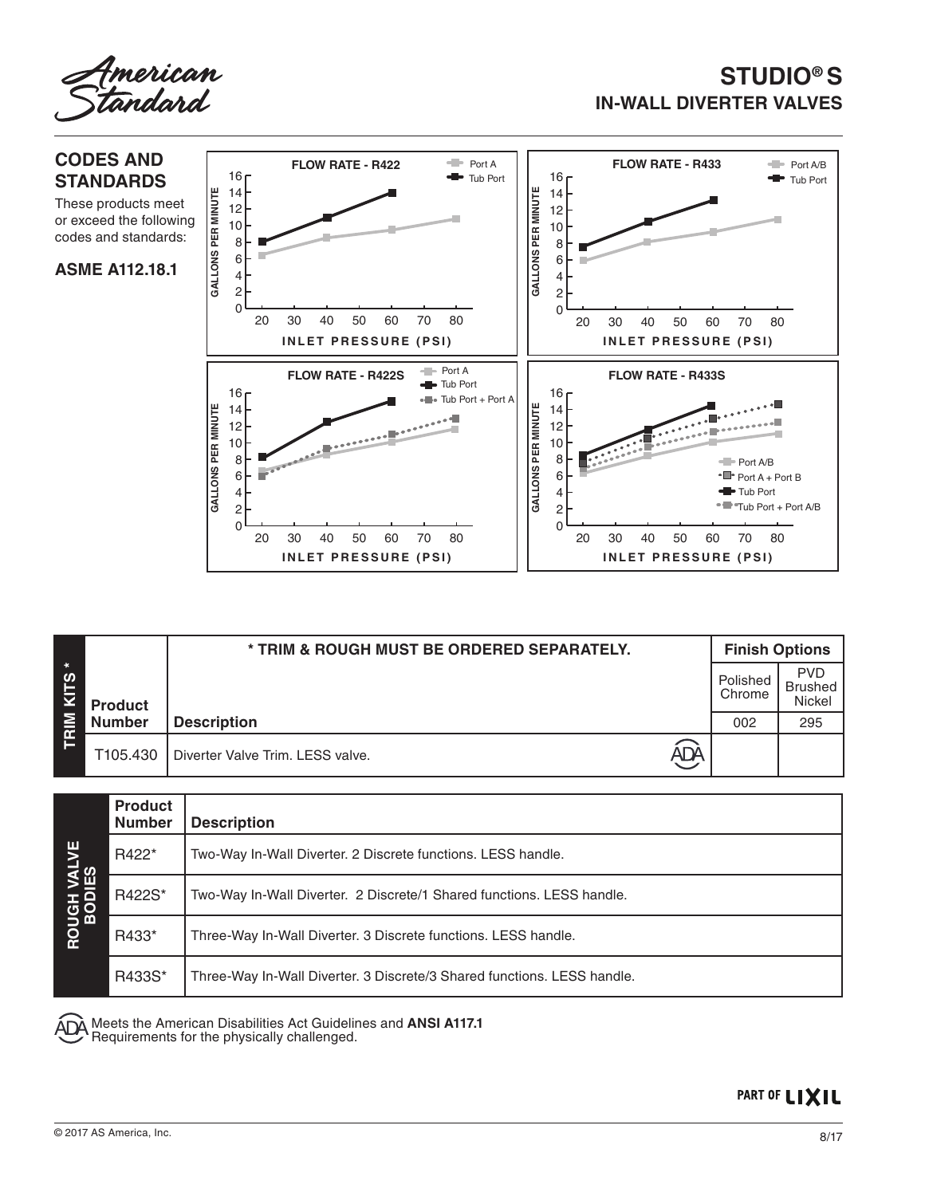# STUDIO® S
## IN-WALL DIVERTER VALVES

## CODES AND STANDARDS

These products meet or exceed the following codes and standards:

**ASME A112.18.1**

FLOW RATE - R422

Port A
Tub Port

GALLONS PER MINUTE
16
14
12
10
8
6
4
2
0
20 30 40 50 60 70 80
INLET PRESSURE (PSI)

FLOW RATE - R433

Port A/B
Tub Port

GALLONS PER MINUTE
16
14
12
10
8
6
4
2
0
20 30 40 50 60 70 80
INLET PRESSURE (PSI)

FLOW RATE - R422S

Port A
Tub Port
Tub Port + Port A

GALLONS PER MINUTE
16
14
12
10
8
6
4
2
0
20 30 40 50 60 70 80
INLET PRESSURE (PSI)

FLOW RATE - R433S

Port A/B
Port A + Port B
Tub Port
Tub Port + Port A/B

GALLONS PER MINUTE
16
14
12
10
8
6
4
2
0
20 30 40 50 60 70 80
INLET PRESSURE (PSI)

| TRIM KITS * | | * TRIM & ROUGH MUST BE ORDERED SEPARATELY. | Finish Options | |
|---|---|---|---|---|
| | | | Polished Chrome | PVD Brushed Nickel |
| | Product Number | Description | 002 | 295 |
| | T105.430 | Diverter Valve Trim. LESS valve. ADA | | |

| ROUGH VALVE BODIES | Product Number | Description |
|---|---|---|
| | R422* | Two-Way In-Wall Diverter. 2 Discrete functions. LESS handle. |
| | R422S* | Two-Way In-Wall Diverter. 2 Discrete/1 Shared functions. LESS handle. |
| | R433* | Three-Way In-Wall Diverter. 3 Discrete functions. LESS handle. |
| | R433S* | Three-Way In-Wall Diverter. 3 Discrete/3 Shared functions. LESS handle. |

ADA Meets the American Disabilities Act Guidelines and **ANSI A117.1** Requirements for the physically challenged.

© 2017 AS America, Inc.